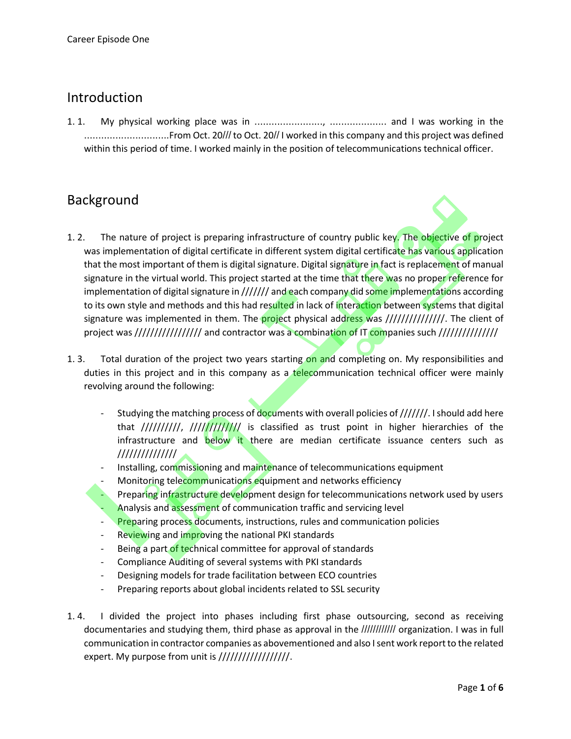Career Episode One

## Introduction

1. 1. My physical working place was in ........................, .................... and I was working in the ..............................From Oct. 20/// to Oct. 20// I worked in this company and this project was defined within this period of time. I worked mainly in the position of telecommunications technical officer.

## Background

1. 2. The nature of project is preparing infrastructure of country public key. The objective of project was implementation of digital certificate in different system digital certificate has various application that the most important of them is digital signature. Digital signature in fact is replacement of manual signature in the virtual world. This project started at the time that there was no proper reference for implementation of digital signature in /////// and each company did some implementations according to its own style and methods and this had resulted in lack of interaction between systems that digital signature was implemented in them. The project physical address was ///////////////. The client of project was ///////////////// and contractor was a combination of IT companies such ///////////////

1. 3. Total duration of the project two years starting on and completing on. My responsibilities and duties in this project and in this company as a telecommunication technical officer were mainly revolving around the following:

   - Studying the matching process of documents with overall policies of ///////. I should add here that //////////, //////////// is classified as trust point in higher hierarchies of the infrastructure and below it there are median certificate issuance centers such as ///////////////
   - Installing, commissioning and maintenance of telecommunications equipment
   - Monitoring telecommunications equipment and networks efficiency
   - Preparing infrastructure development design for telecommunications network used by users
   - Analysis and assessment of communication traffic and servicing level
   - Preparing process documents, instructions, rules and communication policies
   - Reviewing and improving the national PKI standards
   - Being a part of technical committee for approval of standards
   - Compliance Auditing of several systems with PKI standards
   - Designing models for trade facilitation between ECO countries
   - Preparing reports about global incidents related to SSL security

1. 4. I divided the project into phases including first phase outsourcing, second as receiving documentaries and studying them, third phase as approval in the /////////// organization. I was in full communication in contractor companies as abovementioned and also I sent work report to the related expert. My purpose from unit is //////////////////.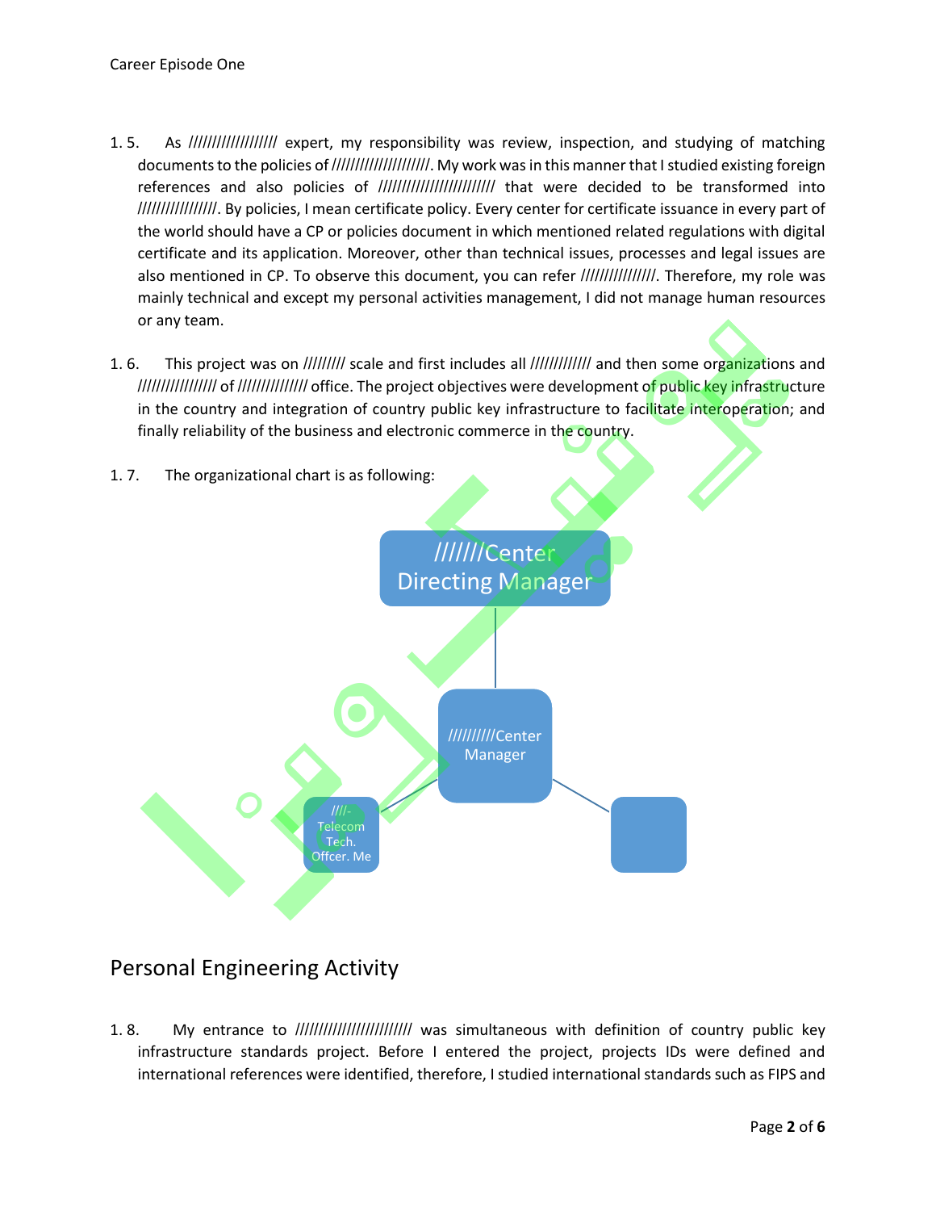1. 5. As ////////////////// expert, my responsibility was review, inspection, and studying of matching documents to the policies of ////////////////////. My work was in this manner that I studied existing foreign references and also policies of //////////////////////// that were decided to be transformed into /////////////////. By policies, I mean certificate policy. Every center for certificate issuance in every part of the world should have a CP or policies document in which mentioned related regulations with digital certificate and its application. Moreover, other than technical issues, processes and legal issues are also mentioned in CP. To observe this document, you can refer ////////////////. Therefore, my role was mainly technical and except my personal activities management, I did not manage human resources or any team.

1. 6. This project was on ///////// scale and first includes all ///////////// and then some organizations and ///////////////// of /////////////// office. The project objectives were development of public key infrastructure in the country and integration of country public key infrastructure to facilitate interoperation; and finally reliability of the business and electronic commerce in the country.

1. 7. The organizational chart is as following:

- ///////Center Directing Manager
  - //////////Center Manager
    - ////-Telecom Tech. Offcer. Me
    - (unlabeled box)

## Personal Engineering Activity

1. 8. My entrance to //////////////////////// was simultaneous with definition of country public key infrastructure standards project. Before I entered the project, projects IDs were defined and international references were identified, therefore, I studied international standards such as FIPS and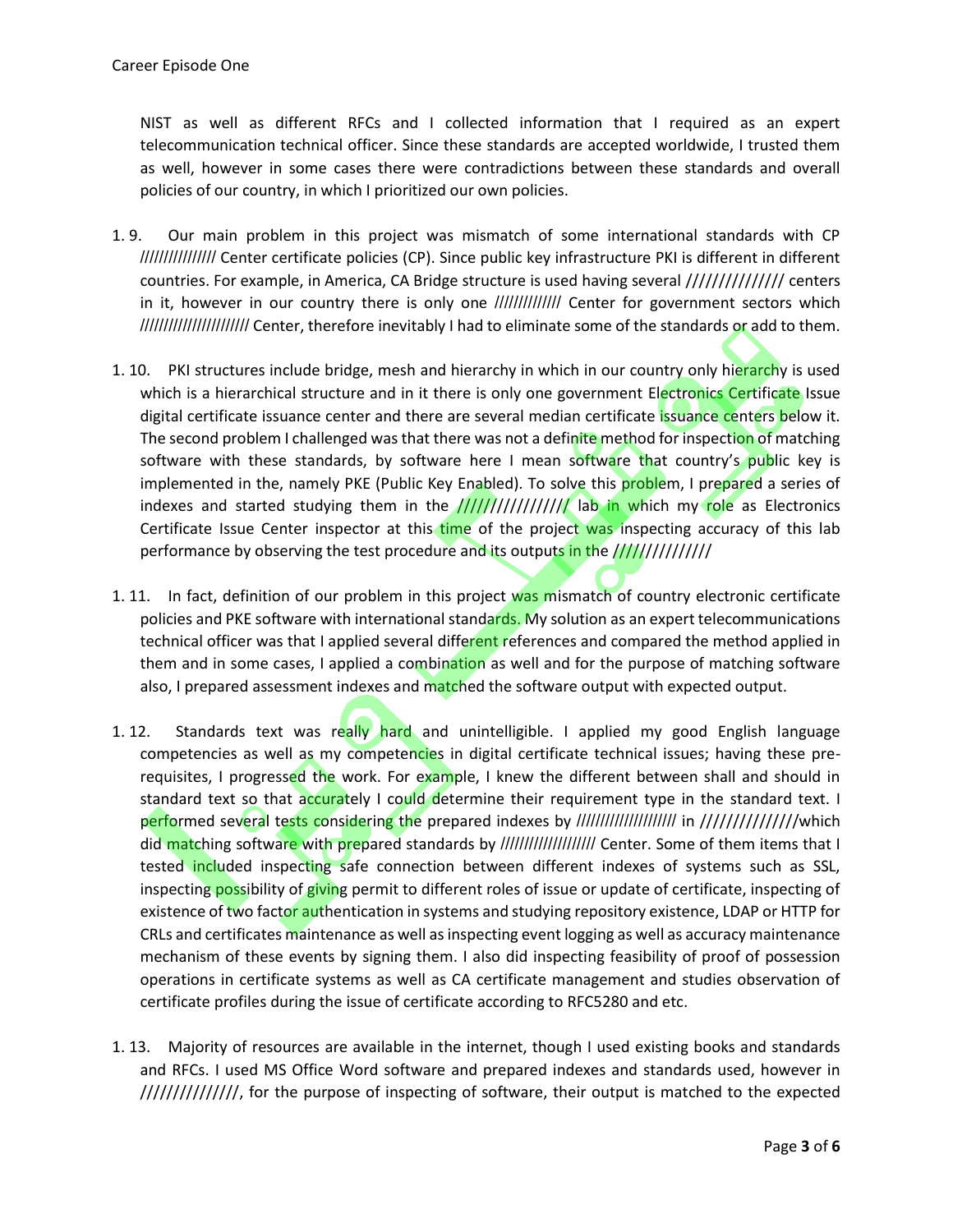NIST as well as different RFCs and I collected information that I required as an expert telecommunication technical officer. Since these standards are accepted worldwide, I trusted them as well, however in some cases there were contradictions between these standards and overall policies of our country, in which I prioritized our own policies.

1. 9. Our main problem in this project was mismatch of some international standards with CP /////////////// Center certificate policies (CP). Since public key infrastructure PKI is different in different countries. For example, in America, CA Bridge structure is used having several /////////////// centers in it, however in our country there is only one ///////////// Center for government sectors which ////////////////////// Center, therefore inevitably I had to eliminate some of the standards or add to them.

1. 10. PKI structures include bridge, mesh and hierarchy in which in our country only hierarchy is used which is a hierarchical structure and in it there is only one government Electronics Certificate Issue digital certificate issuance center and there are several median certificate issuance centers below it. The second problem I challenged was that there was not a definite method for inspection of matching software with these standards, by software here I mean software that country's public key is implemented in the, namely PKE (Public Key Enabled). To solve this problem, I prepared a series of indexes and started studying them in the //////////////// lab in which my role as Electronics Certificate Issue Center inspector at this time of the project was inspecting accuracy of this lab performance by observing the test procedure and its outputs in the //////////////

1. 11. In fact, definition of our problem in this project was mismatch of country electronic certificate policies and PKE software with international standards. My solution as an expert telecommunications technical officer was that I applied several different references and compared the method applied in them and in some cases, I applied a combination as well and for the purpose of matching software also, I prepared assessment indexes and matched the software output with expected output.

1. 12. Standards text was really hard and unintelligible. I applied my good English language competencies as well as my competencies in digital certificate technical issues; having these pre-requisites, I progressed the work. For example, I knew the different between shall and should in standard text so that accurately I could determine their requirement type in the standard text. I performed several tests considering the prepared indexes by //////////////////// in //////////////which did matching software with prepared standards by /////////////////// Center. Some of them items that I tested included inspecting safe connection between different indexes of systems such as SSL, inspecting possibility of giving permit to different roles of issue or update of certificate, inspecting of existence of two factor authentication in systems and studying repository existence, LDAP or HTTP for CRLs and certificates maintenance as well as inspecting event logging as well as accuracy maintenance mechanism of these events by signing them. I also did inspecting feasibility of proof of possession operations in certificate systems as well as CA certificate management and studies observation of certificate profiles during the issue of certificate according to RFC5280 and etc.

1. 13. Majority of resources are available in the internet, though I used existing books and standards and RFCs. I used MS Office Word software and prepared indexes and standards used, however in //////////////, for the purpose of inspecting of software, their output is matched to the expected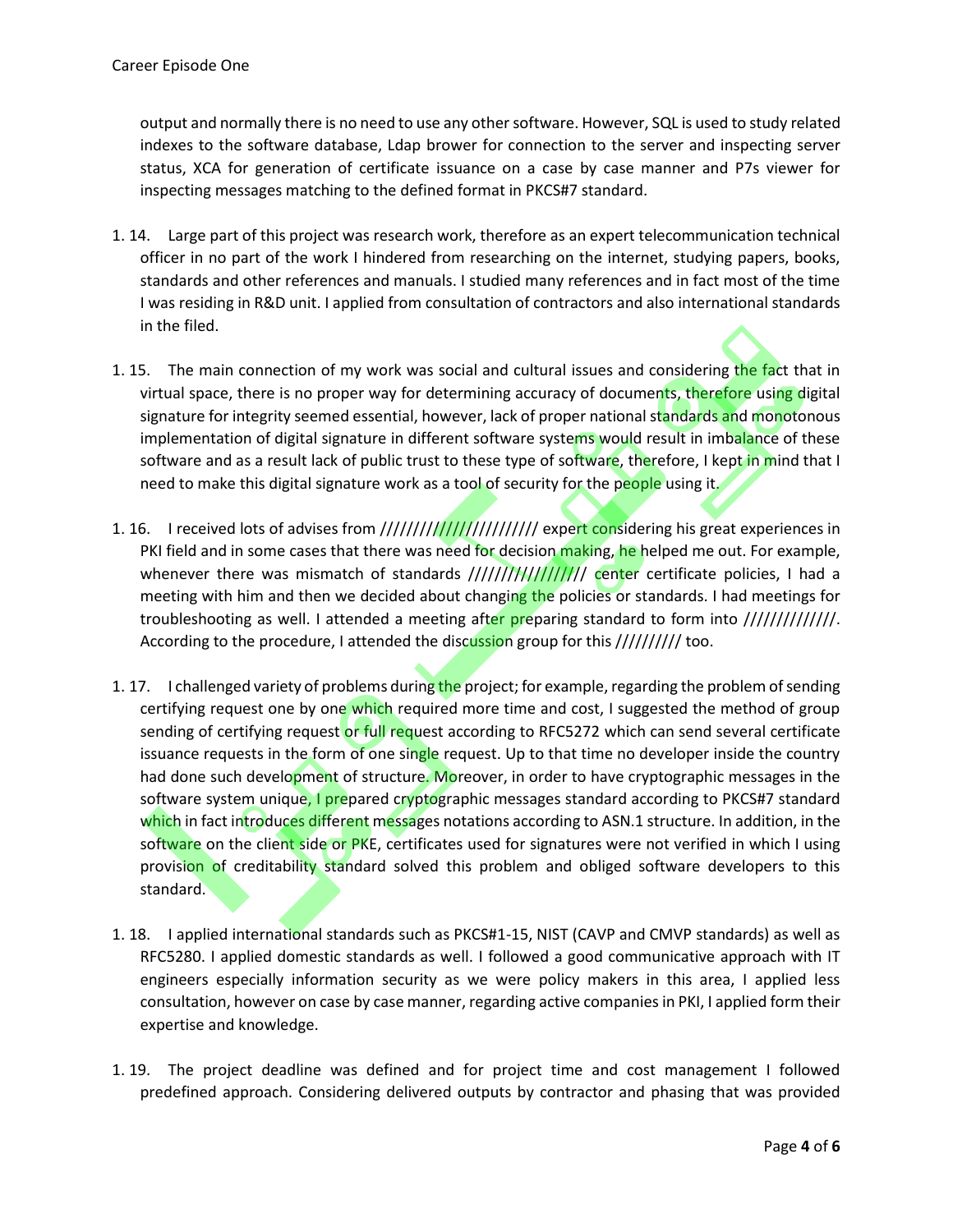output and normally there is no need to use any other software. However, SQL is used to study related indexes to the software database, Ldap brower for connection to the server and inspecting server status, XCA for generation of certificate issuance on a case by case manner and P7s viewer for inspecting messages matching to the defined format in PKCS#7 standard.

1. 14. Large part of this project was research work, therefore as an expert telecommunication technical officer in no part of the work I hindered from researching on the internet, studying papers, books, standards and other references and manuals. I studied many references and in fact most of the time I was residing in R&D unit. I applied from consultation of contractors and also international standards in the filed.

1. 15. The main connection of my work was social and cultural issues and considering the fact that in virtual space, there is no proper way for determining accuracy of documents, therefore using digital signature for integrity seemed essential, however, lack of proper national standards and monotonous implementation of digital signature in different software systems would result in imbalance of these software and as a result lack of public trust to these type of software, therefore, I kept in mind that I need to make this digital signature work as a tool of security for the people using it.

1. 16. I received lots of advises from ////////////////////////// expert considering his great experiences in PKI field and in some cases that there was need for decision making, he helped me out. For example, whenever there was mismatch of standards ////////////////// center certificate policies, I had a meeting with him and then we decided about changing the policies or standards. I had meetings for troubleshooting as well. I attended a meeting after preparing standard to form into //////////////. According to the procedure, I attended the discussion group for this ////////// too.

1. 17. I challenged variety of problems during the project; for example, regarding the problem of sending certifying request one by one which required more time and cost, I suggested the method of group sending of certifying request or full request according to RFC5272 which can send several certificate issuance requests in the form of one single request. Up to that time no developer inside the country had done such development of structure. Moreover, in order to have cryptographic messages in the software system unique, I prepared cryptographic messages standard according to PKCS#7 standard which in fact introduces different messages notations according to ASN.1 structure. In addition, in the software on the client side or PKE, certificates used for signatures were not verified in which I using provision of creditability standard solved this problem and obliged software developers to this standard.

1. 18. I applied international standards such as PKCS#1-15, NIST (CAVP and CMVP standards) as well as RFC5280. I applied domestic standards as well. I followed a good communicative approach with IT engineers especially information security as we were policy makers in this area, I applied less consultation, however on case by case manner, regarding active companies in PKI, I applied form their expertise and knowledge.

1. 19. The project deadline was defined and for project time and cost management I followed predefined approach. Considering delivered outputs by contractor and phasing that was provided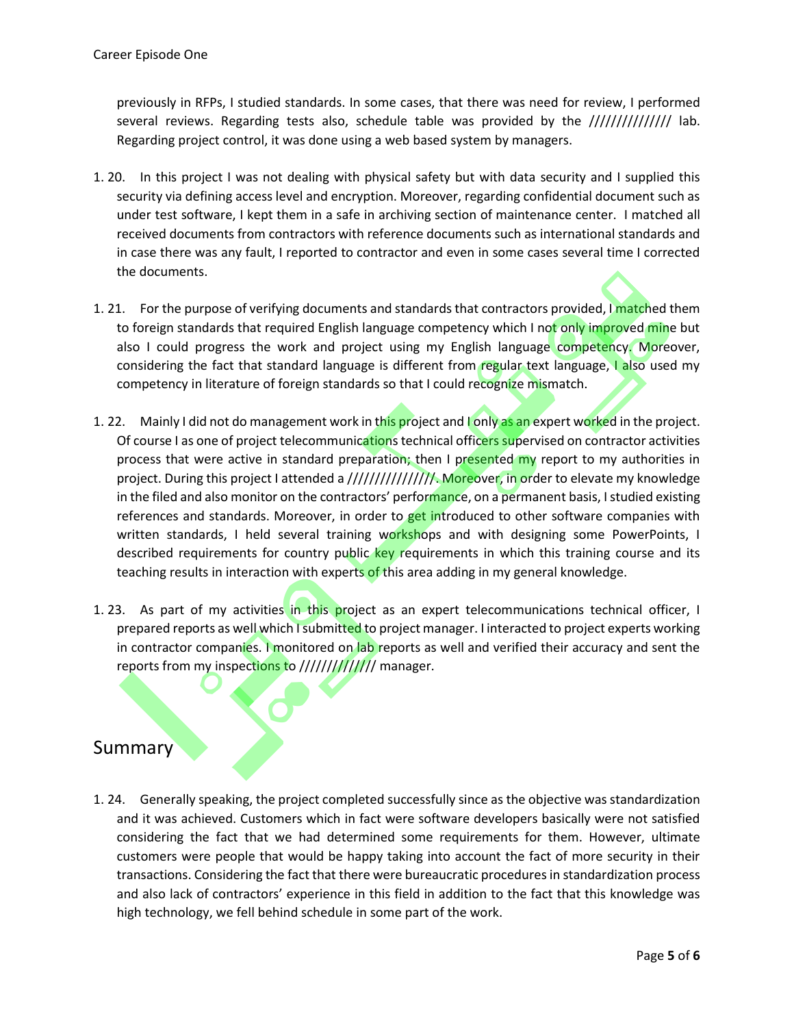previously in RFPs, I studied standards. In some cases, that there was need for review, I performed several reviews. Regarding tests also, schedule table was provided by the /////////////// lab. Regarding project control, it was done using a web based system by managers.

1. 20. In this project I was not dealing with physical safety but with data security and I supplied this security via defining access level and encryption. Moreover, regarding confidential document such as under test software, I kept them in a safe in archiving section of maintenance center. I matched all received documents from contractors with reference documents such as international standards and in case there was any fault, I reported to contractor and even in some cases several time I corrected the documents.

1. 21. For the purpose of verifying documents and standards that contractors provided, I matched them to foreign standards that required English language competency which I not only improved mine but also I could progress the work and project using my English language competency. Moreover, considering the fact that standard language is different from regular text language, I also used my competency in literature of foreign standards so that I could recognize mismatch.

1. 22. Mainly I did not do management work in this project and I only as an expert worked in the project. Of course I as one of project telecommunications technical officers supervised on contractor activities process that were active in standard preparation; then I presented my report to my authorities in project. During this project I attended a ////////////////. Moreover, in order to elevate my knowledge in the filed and also monitor on the contractors' performance, on a permanent basis, I studied existing references and standards. Moreover, in order to get introduced to other software companies with written standards, I held several training workshops and with designing some PowerPoints, I described requirements for country public key requirements in which this training course and its teaching results in interaction with experts of this area adding in my general knowledge.

1. 23. As part of my activities in this project as an expert telecommunications technical officer, I prepared reports as well which I submitted to project manager. I interacted to project experts working in contractor companies. I monitored on lab reports as well and verified their accuracy and sent the reports from my inspections to ///////////// manager.

## Summary

1. 24. Generally speaking, the project completed successfully since as the objective was standardization and it was achieved. Customers which in fact were software developers basically were not satisfied considering the fact that we had determined some requirements for them. However, ultimate customers were people that would be happy taking into account the fact of more security in their transactions. Considering the fact that there were bureaucratic procedures in standardization process and also lack of contractors' experience in this field in addition to the fact that this knowledge was high technology, we fell behind schedule in some part of the work.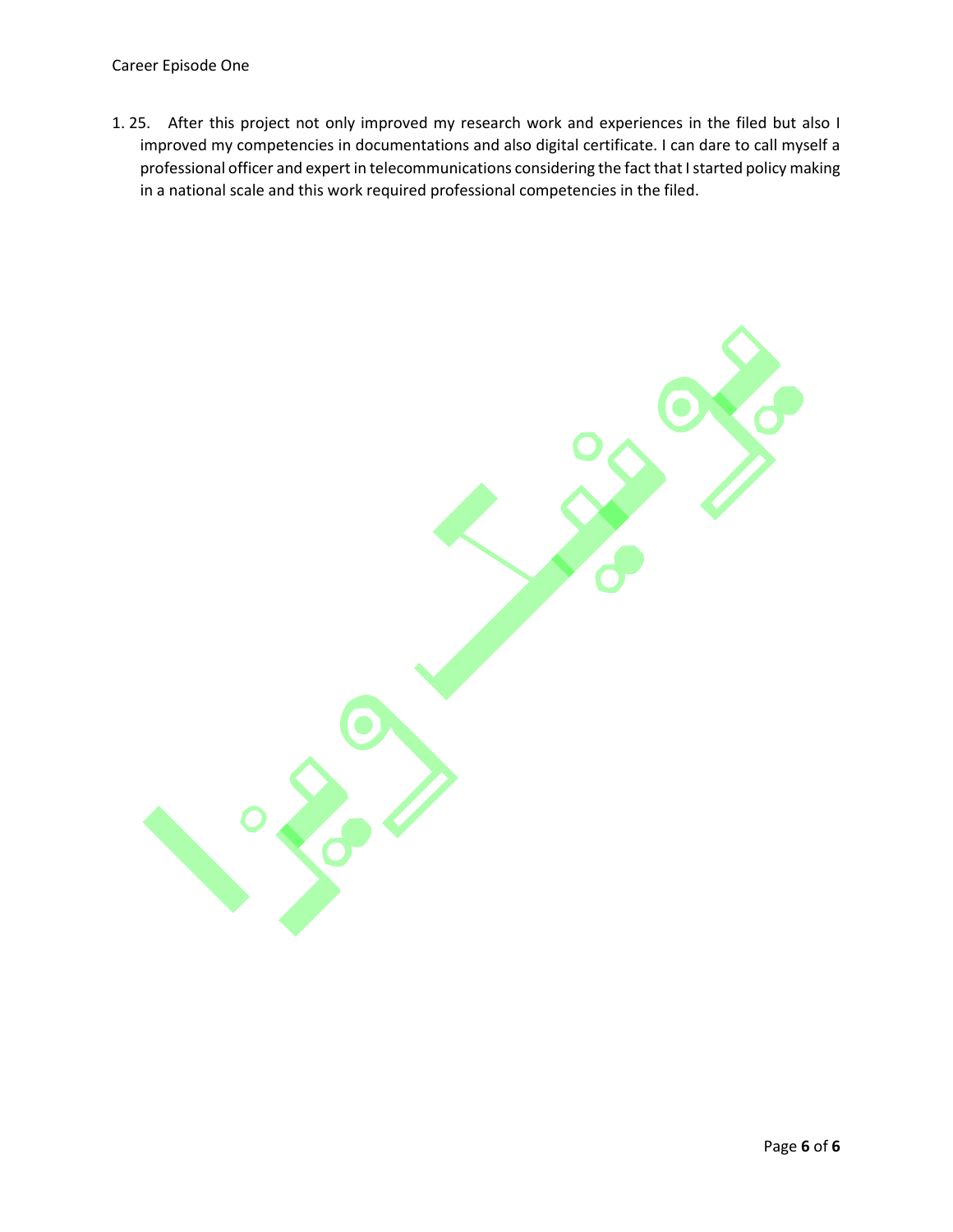1. 25. After this project not only improved my research work and experiences in the filed but also I improved my competencies in documentations and also digital certificate. I can dare to call myself a professional officer and expert in telecommunications considering the fact that I started policy making in a national scale and this work required professional competencies in the filed.